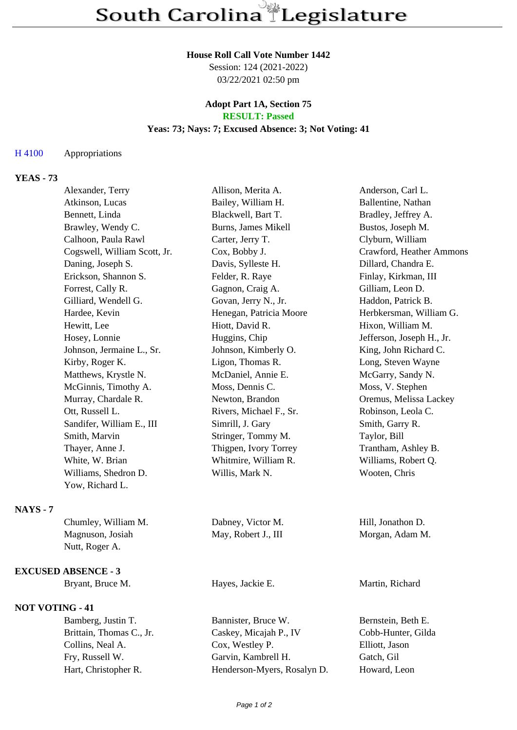# South Carolina Legislature

**House Roll Call Vote Number 1442**
Session: 124 (2021-2022)
03/22/2021 02:50 pm

**Adopt Part 1A, Section 75**
**RESULT: Passed**
**Yeas: 73; Nays: 7; Excused Absence: 3; Not Voting: 41**

H 4100 Appropriations

## YEAS - 73

| | | |
|---|---|---|
| Alexander, Terry | Allison, Merita A. | Anderson, Carl L. |
| Atkinson, Lucas | Bailey, William H. | Ballentine, Nathan |
| Bennett, Linda | Blackwell, Bart T. | Bradley, Jeffrey A. |
| Brawley, Wendy C. | Burns, James Mikell | Bustos, Joseph M. |
| Calhoon, Paula Rawl | Carter, Jerry T. | Clyburn, William |
| Cogswell, William Scott, Jr. | Cox, Bobby J. | Crawford, Heather Ammons |
| Daning, Joseph S. | Davis, Sylleste H. | Dillard, Chandra E. |
| Erickson, Shannon S. | Felder, R. Raye | Finlay, Kirkman, III |
| Forrest, Cally R. | Gagnon, Craig A. | Gilliam, Leon D. |
| Gilliard, Wendell G. | Govan, Jerry N., Jr. | Haddon, Patrick B. |
| Hardee, Kevin | Henegan, Patricia Moore | Herbkersman, William G. |
| Hewitt, Lee | Hiott, David R. | Hixon, William M. |
| Hosey, Lonnie | Huggins, Chip | Jefferson, Joseph H., Jr. |
| Johnson, Jermaine L., Sr. | Johnson, Kimberly O. | King, John Richard C. |
| Kirby, Roger K. | Ligon, Thomas R. | Long, Steven Wayne |
| Matthews, Krystle N. | McDaniel, Annie E. | McGarry, Sandy N. |
| McGinnis, Timothy A. | Moss, Dennis C. | Moss, V. Stephen |
| Murray, Chardale R. | Newton, Brandon | Oremus, Melissa Lackey |
| Ott, Russell L. | Rivers, Michael F., Sr. | Robinson, Leola C. |
| Sandifer, William E., III | Simrill, J. Gary | Smith, Garry R. |
| Smith, Marvin | Stringer, Tommy M. | Taylor, Bill |
| Thayer, Anne J. | Thigpen, Ivory Torrey | Trantham, Ashley B. |
| White, W. Brian | Whitmire, William R. | Williams, Robert Q. |
| Williams, Shedron D. | Willis, Mark N. | Wooten, Chris |
| Yow, Richard L. | | |

## NAYS - 7

| | | |
|---|---|---|
| Chumley, William M. | Dabney, Victor M. | Hill, Jonathon D. |
| Magnuson, Josiah | May, Robert J., III | Morgan, Adam M. |
| Nutt, Roger A. | | |

## EXCUSED ABSENCE - 3

| | | |
|---|---|---|
| Bryant, Bruce M. | Hayes, Jackie E. | Martin, Richard |

## NOT VOTING - 41

| | | |
|---|---|---|
| Bamberg, Justin T. | Bannister, Bruce W. | Bernstein, Beth E. |
| Brittain, Thomas C., Jr. | Caskey, Micajah P., IV | Cobb-Hunter, Gilda |
| Collins, Neal A. | Cox, Westley P. | Elliott, Jason |
| Fry, Russell W. | Garvin, Kambrell H. | Gatch, Gil |
| Hart, Christopher R. | Henderson-Myers, Rosalyn D. | Howard, Leon |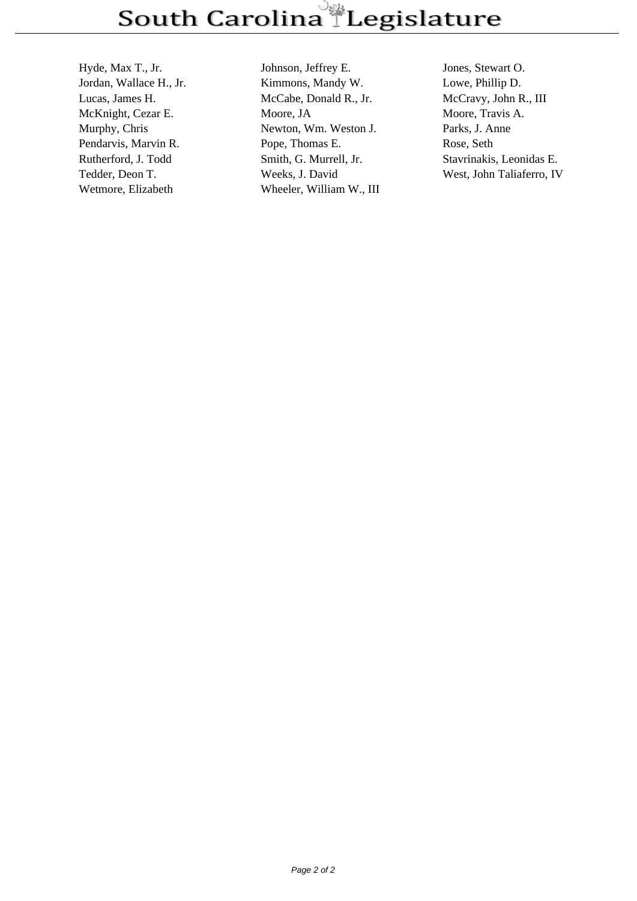Hyde, Max T., Jr.
Johnson, Jeffrey E.
Jones, Stewart O.
Jordan, Wallace H., Jr.
Kimmons, Mandy W.
Lowe, Phillip D.
Lucas, James H.
McCabe, Donald R., Jr.
McCravy, John R., III
McKnight, Cezar E.
Moore, JA
Moore, Travis A.
Murphy, Chris
Newton, Wm. Weston J.
Parks, J. Anne
Pendarvis, Marvin R.
Pope, Thomas E.
Rose, Seth
Rutherford, J. Todd
Smith, G. Murrell, Jr.
Stavrinakis, Leonidas E.
Tedder, Deon T.
Weeks, J. David
West, John Taliaferro, IV
Wetmore, Elizabeth
Wheeler, William W., III